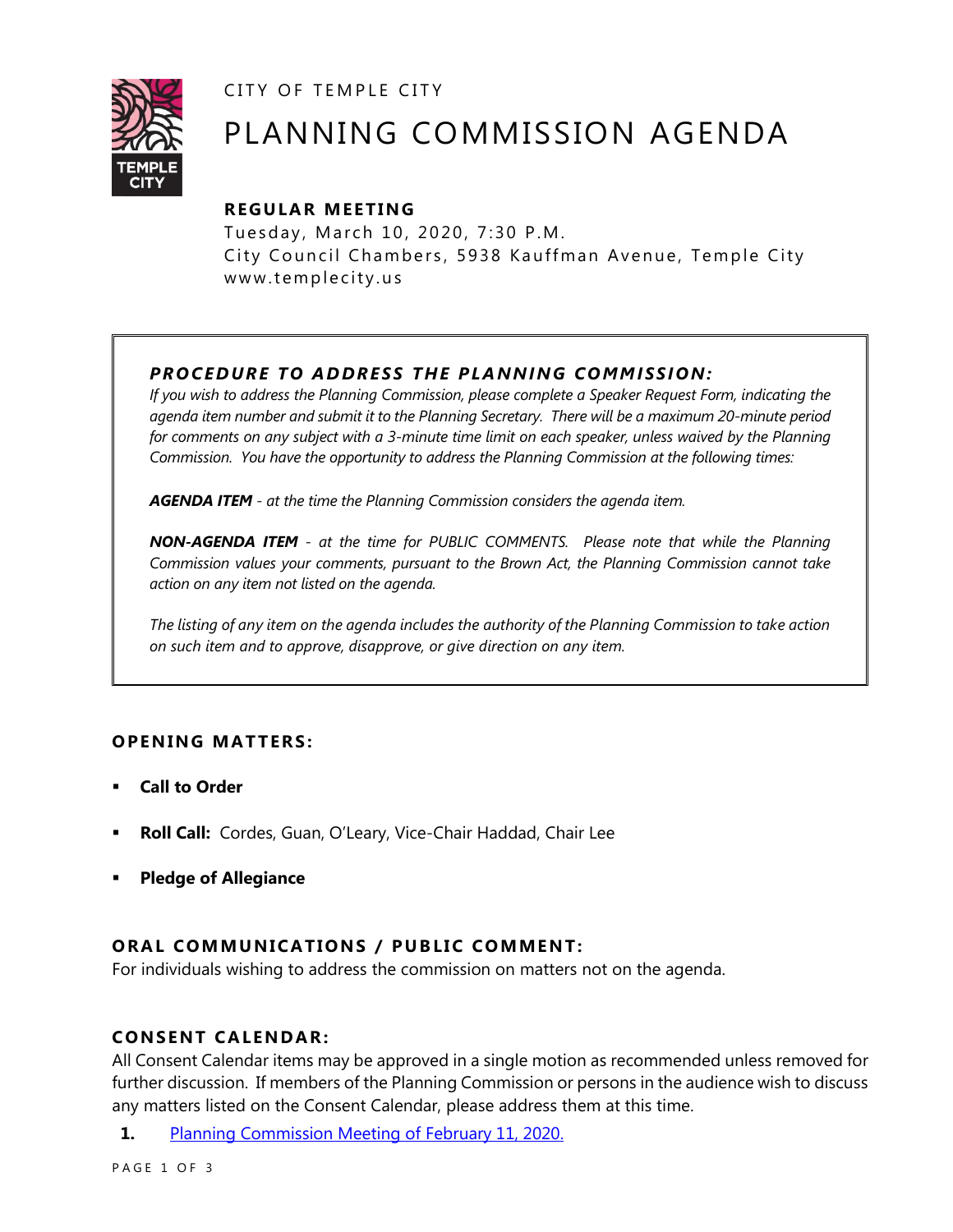CITY OF TEMPLE CITY

# PLANNING COMMISSION AGENDA

### REGULAR MEETING

Tuesday, March 10, 2020, 7:30 P.M.
City Council Chambers, 5938 Kauffman Avenue, Temple City
www.templecity.us

---

***PROCEDURE TO ADDRESS THE PLANNING COMMISSION:***

*If you wish to address the Planning Commission, please complete a Speaker Request Form, indicating the agenda item number and submit it to the Planning Secretary. There will be a maximum 20-minute period for comments on any subject with a 3-minute time limit on each speaker, unless waived by the Planning Commission. You have the opportunity to address the Planning Commission at the following times:*

***AGENDA ITEM*** *- at the time the Planning Commission considers the agenda item.*

***NON-AGENDA ITEM*** *- at the time for PUBLIC COMMENTS. Please note that while the Planning Commission values your comments, pursuant to the Brown Act, the Planning Commission cannot take action on any item not listed on the agenda.*

*The listing of any item on the agenda includes the authority of the Planning Commission to take action on such item and to approve, disapprove, or give direction on any item.*

---

### OPENING MATTERS:

- **Call to Order**
- **Roll Call:** Cordes, Guan, O'Leary, Vice-Chair Haddad, Chair Lee
- **Pledge of Allegiance**

### ORAL COMMUNICATIONS / PUBLIC COMMENT:

For individuals wishing to address the commission on matters not on the agenda.

### CONSENT CALENDAR:

All Consent Calendar items may be approved in a single motion as recommended unless removed for further discussion. If members of the Planning Commission or persons in the audience wish to discuss any matters listed on the Consent Calendar, please address them at this time.

**1.** Planning Commission Meeting of February 11, 2020.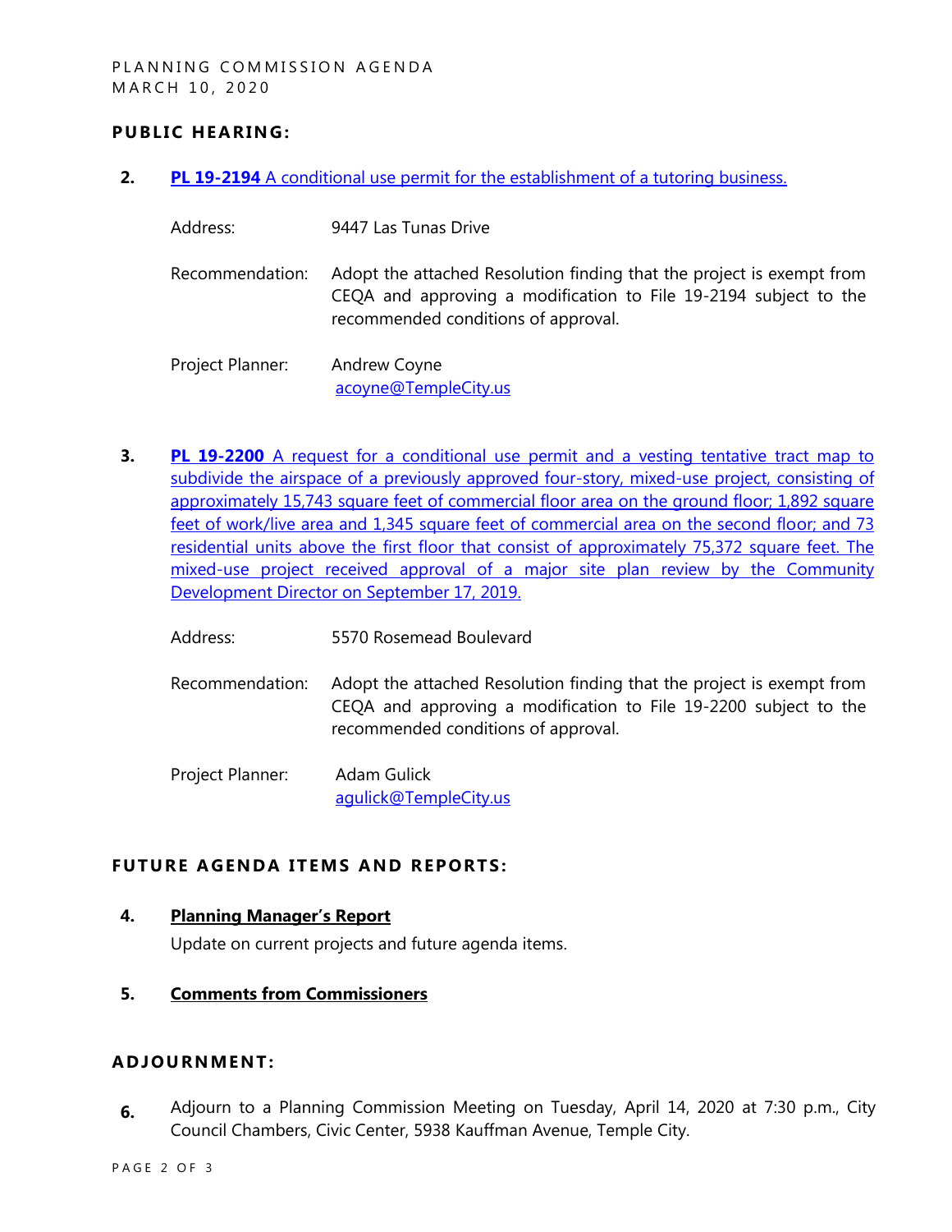## PUBLIC HEARING:

2. **PL 19-2194** A conditional use permit for the establishment of a tutoring business.

   Address: 9447 Las Tunas Drive

   Recommendation: Adopt the attached Resolution finding that the project is exempt from CEQA and approving a modification to File 19-2194 subject to the recommended conditions of approval.

   Project Planner: Andrew Coyne
   acoyne@TempleCity.us

3. **PL 19-2200** A request for a conditional use permit and a vesting tentative tract map to subdivide the airspace of a previously approved four-story, mixed-use project, consisting of approximately 15,743 square feet of commercial floor area on the ground floor; 1,892 square feet of work/live area and 1,345 square feet of commercial area on the second floor; and 73 residential units above the first floor that consist of approximately 75,372 square feet. The mixed-use project received approval of a major site plan review by the Community Development Director on September 17, 2019.

   Address: 5570 Rosemead Boulevard

   Recommendation: Adopt the attached Resolution finding that the project is exempt from CEQA and approving a modification to File 19-2200 subject to the recommended conditions of approval.

   Project Planner: Adam Gulick
   agulick@TempleCity.us

## FUTURE AGENDA ITEMS AND REPORTS:

4. **Planning Manager's Report**

   Update on current projects and future agenda items.

5. **Comments from Commissioners**

## ADJOURNMENT:

6. Adjourn to a Planning Commission Meeting on Tuesday, April 14, 2020 at 7:30 p.m., City Council Chambers, Civic Center, 5938 Kauffman Avenue, Temple City.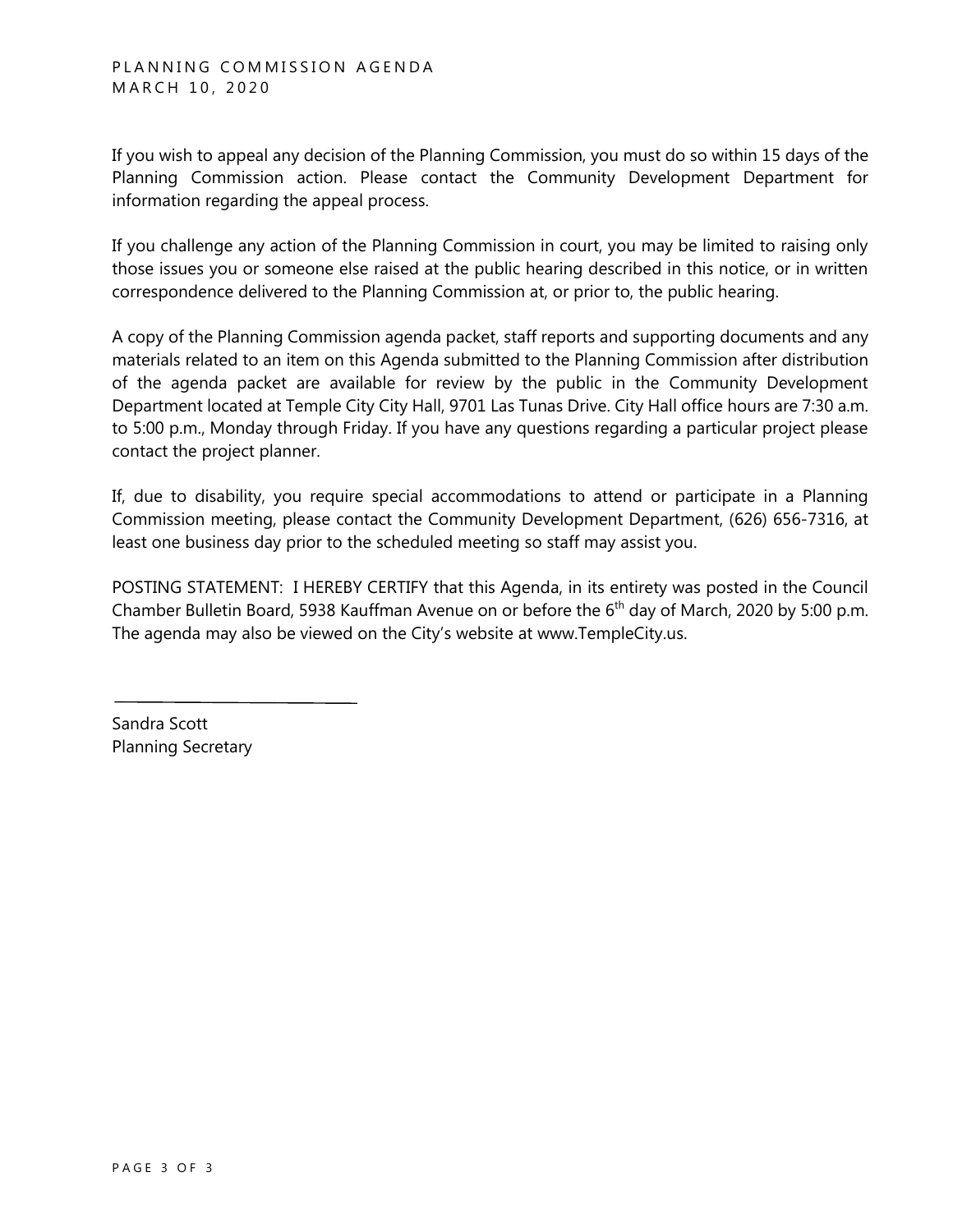If you wish to appeal any decision of the Planning Commission, you must do so within 15 days of the Planning Commission action. Please contact the Community Development Department for information regarding the appeal process.

If you challenge any action of the Planning Commission in court, you may be limited to raising only those issues you or someone else raised at the public hearing described in this notice, or in written correspondence delivered to the Planning Commission at, or prior to, the public hearing.

A copy of the Planning Commission agenda packet, staff reports and supporting documents and any materials related to an item on this Agenda submitted to the Planning Commission after distribution of the agenda packet are available for review by the public in the Community Development Department located at Temple City City Hall, 9701 Las Tunas Drive. City Hall office hours are 7:30 a.m. to 5:00 p.m., Monday through Friday. If you have any questions regarding a particular project please contact the project planner.

If, due to disability, you require special accommodations to attend or participate in a Planning Commission meeting, please contact the Community Development Department, (626) 656-7316, at least one business day prior to the scheduled meeting so staff may assist you.

POSTING STATEMENT: I HEREBY CERTIFY that this Agenda, in its entirety was posted in the Council Chamber Bulletin Board, 5938 Kauffman Avenue on or before the 6th day of March, 2020 by 5:00 p.m. The agenda may also be viewed on the City's website at www.TempleCity.us.

\_\_\_\_\_\_\_\_\_\_\_\_\_\_\_\_\_\_\_\_\_\_\_\_\_\_\_\_

Sandra Scott
Planning Secretary